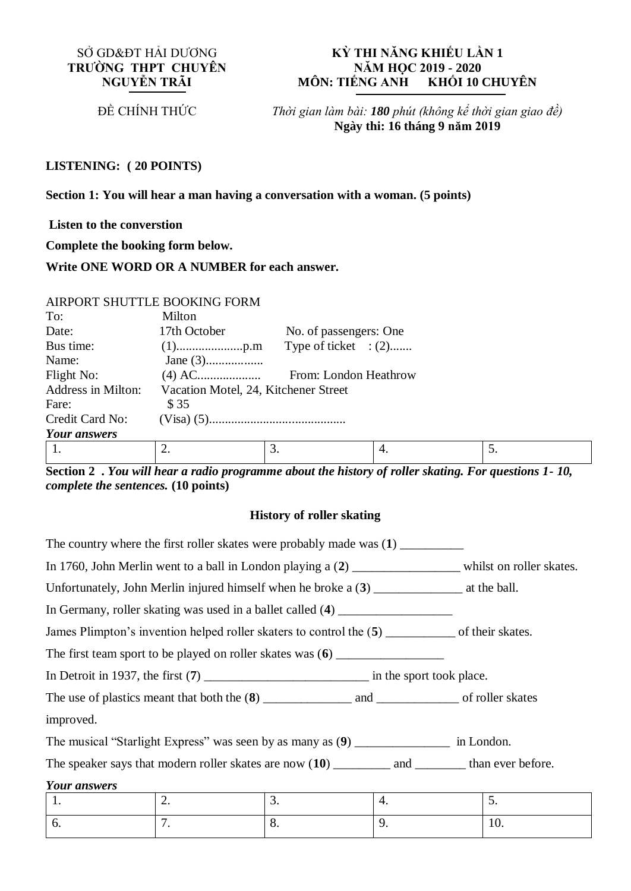SỞ GD&ĐT HẢI DƯƠNG
**TRƯỜNG THPT CHUYÊN NGUYỄN TRÃI**

ĐỀ CHÍNH THỨC

**KỲ THI NĂNG KHIẾU LẦN 1**
**NĂM HỌC 2019 - 2020**
**MÔN: TIẾNG ANH KHỐI 10 CHUYÊN**

*Thời gian làm bài:* ***180*** *phút (không kể thời gian giao đề)*
**Ngày thi: 16 tháng 9 năm 2019**

**LISTENING: ( 20 POINTS)**

**Section 1: You will hear a man having a conversation with a woman. (5 points)**

**Listen to the converstion**

**Complete the booking form below.**

**Write ONE WORD OR A NUMBER for each answer.**

AIRPORT SHUTTLE BOOKING FORM

| | | |
|---|---|---|
| To: | Milton | |
| Date: | 17th October | No. of passengers: One |
| Bus time: | (1)....................p.m | Type of ticket : (2)....... |
| Name: | Jane (3)................. | |
| Flight No: | (4) AC................... | From: London Heathrow |
| Address in Milton: | Vacation Motel, 24, Kitchener Street | |
| Fare: | $ 35 | |
| Credit Card No: | (Visa) (5).......................................... | |

***Your answers***

| 1. | 2. | 3. | 4. | 5. |
|---|---|---|---|---|

**Section 2 .** ***You will hear a radio programme about the history of roller skating. For questions 1- 10, complete the sentences.*** **(10 points)**

**History of roller skating**

The country where the first roller skates were probably made was (**1**) __________

In 1760, John Merlin went to a ball in London playing a (**2**) _________________ whilst on roller skates.

Unfortunately, John Merlin injured himself when he broke a (**3**) ______________ at the ball.

In Germany, roller skating was used in a ballet called (**4**) __________________

James Plimpton's invention helped roller skaters to control the (**5**) ___________ of their skates.

The first team sport to be played on roller skates was (**6**) _________________

In Detroit in 1937, the first (**7**) _________________________ in the sport took place.

The use of plastics meant that both the (**8**) ______________ and _____________ of roller skates improved.

The musical "Starlight Express" was seen by as many as (**9**) _______________ in London.

The speaker says that modern roller skates are now (**10**) _________ and ________ than ever before.

***Your answers***

| 1. | 2. | 3. | 4. | 5. |
|---|---|---|---|---|
| 6. | 7. | 8. | 9. | 10. |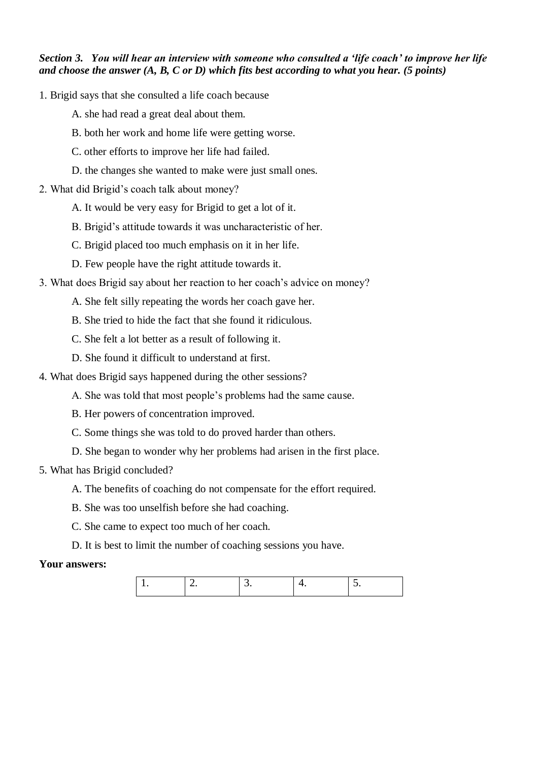***Section 3. You will hear an interview with someone who consulted a 'life coach' to improve her life and choose the answer (A, B, C or D) which fits best according to what you hear. (5 points)***

1. Brigid says that she consulted a life coach because

    A. she had read a great deal about them.

    B. both her work and home life were getting worse.

    C. other efforts to improve her life had failed.

    D. the changes she wanted to make were just small ones.

2. What did Brigid's coach talk about money?

    A. It would be very easy for Brigid to get a lot of it.

    B. Brigid's attitude towards it was uncharacteristic of her.

    C. Brigid placed too much emphasis on it in her life.

    D. Few people have the right attitude towards it.

3. What does Brigid say about her reaction to her coach's advice on money?

    A. She felt silly repeating the words her coach gave her.

    B. She tried to hide the fact that she found it ridiculous.

    C. She felt a lot better as a result of following it.

    D. She found it difficult to understand at first.

4. What does Brigid says happened during the other sessions?

    A. She was told that most people's problems had the same cause.

    B. Her powers of concentration improved.

    C. Some things she was told to do proved harder than others.

    D. She began to wonder why her problems had arisen in the first place.

5. What has Brigid concluded?

    A. The benefits of coaching do not compensate for the effort required.

    B. She was too unselfish before she had coaching.

    C. She came to expect too much of her coach.

    D. It is best to limit the number of coaching sessions you have.

**Your answers:**

| 1. | 2. | 3. | 4. | 5. |
|---|---|---|---|---|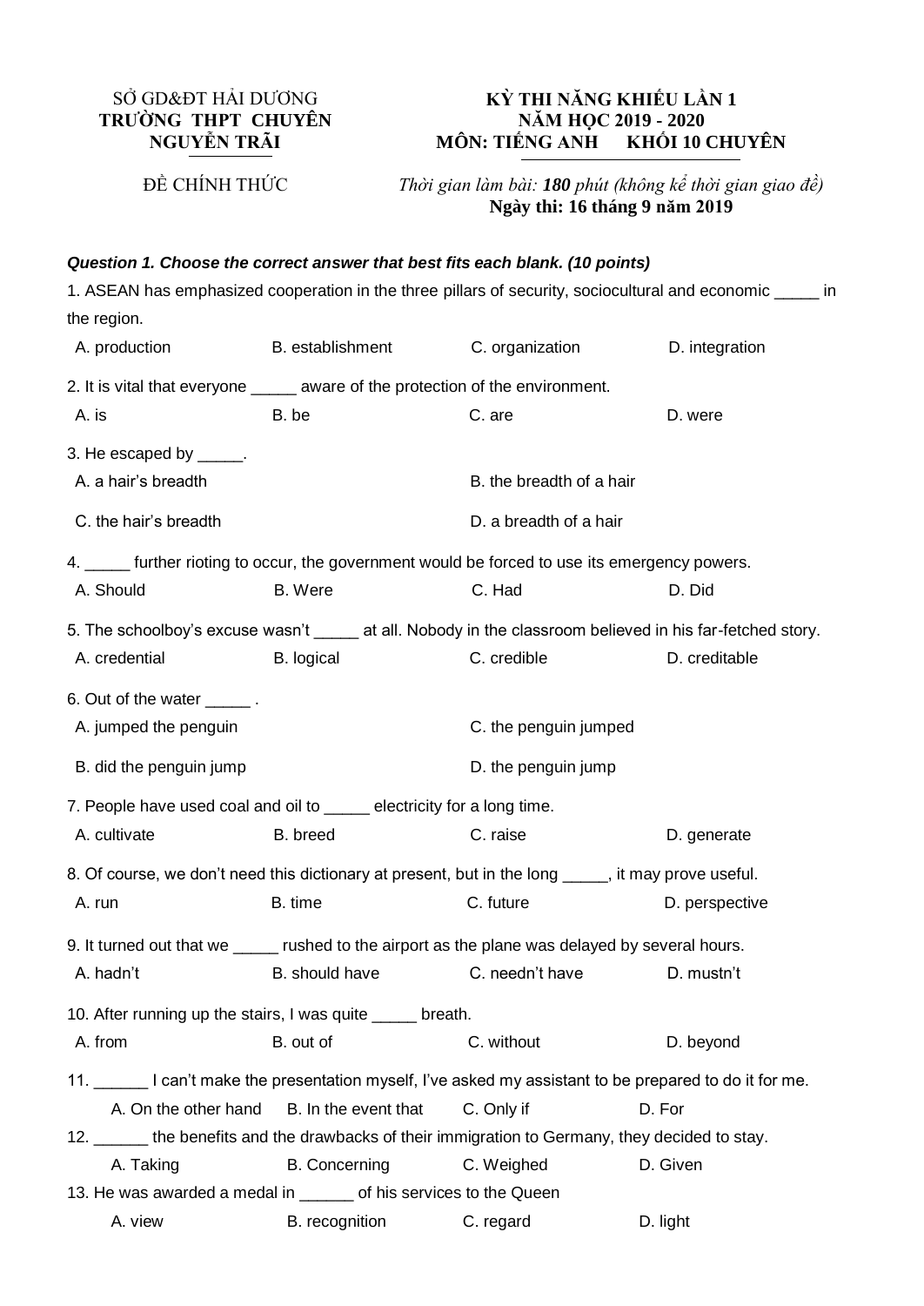SỞ GD&ĐT HẢI DƯƠNG
**TRƯỜNG THPT CHUYÊN NGUYỄN TRÃI**

ĐỀ CHÍNH THỨC

**KỲ THI NĂNG KHIẾU LẦN 1**
**NĂM HỌC 2019 - 2020**
**MÔN: TIẾNG ANH KHỐI 10 CHUYÊN**

*Thời gian làm bài:* ***180*** *phút (không kể thời gian giao đề)*
**Ngày thi: 16 tháng 9 năm 2019**

***Question 1. Choose the correct answer that best fits each blank. (10 points)***

1. ASEAN has emphasized cooperation in the three pillars of security, sociocultural and economic _____ in the region.

A. production  B. establishment  C. organization  D. integration

2. It is vital that everyone _____ aware of the protection of the environment.

A. is  B. be  C. are  D. were

3. He escaped by _____.

A. a hair's breadth  B. the breadth of a hair
C. the hair's breadth  D. a breadth of a hair

4. _____ further rioting to occur, the government would be forced to use its emergency powers.

A. Should  B. Were  C. Had  D. Did

5. The schoolboy's excuse wasn't _____ at all. Nobody in the classroom believed in his far-fetched story.

A. credential  B. logical  C. credible  D. creditable

6. Out of the water _____ .

A. jumped the penguin  C. the penguin jumped
B. did the penguin jump  D. the penguin jump

7. People have used coal and oil to _____ electricity for a long time.

A. cultivate  B. breed  C. raise  D. generate

8. Of course, we don't need this dictionary at present, but in the long _____, it may prove useful.

A. run  B. time  C. future  D. perspective

9. It turned out that we _____ rushed to the airport as the plane was delayed by several hours.

A. hadn't  B. should have  C. needn't have  D. mustn't

10. After running up the stairs, I was quite _____ breath.

A. from  B. out of  C. without  D. beyond

11. ______ I can't make the presentation myself, I've asked my assistant to be prepared to do it for me.

A. On the other hand  B. In the event that  C. Only if  D. For

12. ______ the benefits and the drawbacks of their immigration to Germany, they decided to stay.

A. Taking  B. Concerning  C. Weighed  D. Given

13. He was awarded a medal in ______ of his services to the Queen

A. view  B. recognition  C. regard  D. light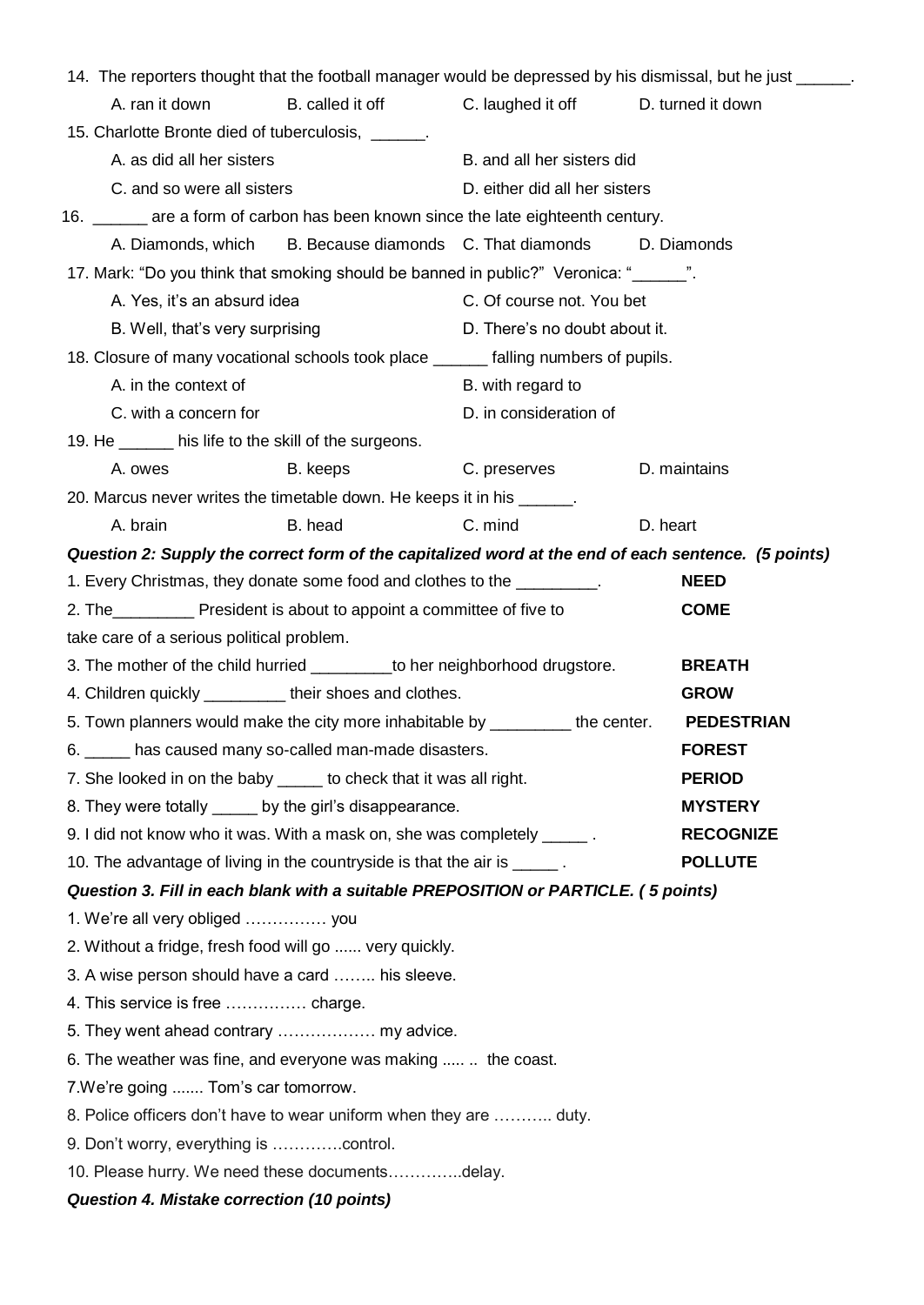14. The reporters thought that the football manager would be depressed by his dismissal, but he just ______.

A. ran it down B. called it off C. laughed it off D. turned it down

15. Charlotte Bronte died of tuberculosis, ______.

A. as did all her sisters
B. and all her sisters did
C. and so were all sisters
D. either did all her sisters

16. ______ are a form of carbon has been known since the late eighteenth century.

A. Diamonds, which B. Because diamonds C. That diamonds D. Diamonds

17. Mark: "Do you think that smoking should be banned in public?" Veronica: "______".

A. Yes, it's an absurd idea
C. Of course not. You bet
B. Well, that's very surprising
D. There's no doubt about it.

18. Closure of many vocational schools took place ______ falling numbers of pupils.

A. in the context of
B. with regard to
C. with a concern for
D. in consideration of

19. He ______ his life to the skill of the surgeons.

A. owes B. keeps C. preserves D. maintains

20. Marcus never writes the timetable down. He keeps it in his ______.

A. brain B. head C. mind D. heart

***Question 2: Supply the correct form of the capitalized word at the end of each sentence. (5 points)***

1. Every Christmas, they donate some food and clothes to the _________. **NEED**
2. The_________ President is about to appoint a committee of five to take care of a serious political problem. **COME**
3. The mother of the child hurried _________to her neighborhood drugstore. **BREATH**
4. Children quickly _________ their shoes and clothes. **GROW**
5. Town planners would make the city more inhabitable by _________ the center. **PEDESTRIAN**
6. _____ has caused many so-called man-made disasters. **FOREST**
7. She looked in on the baby _____ to check that it was all right. **PERIOD**
8. They were totally _____ by the girl's disappearance. **MYSTERY**
9. I did not know who it was. With a mask on, she was completely _____ . **RECOGNIZE**
10. The advantage of living in the countryside is that the air is _____ . **POLLUTE**

***Question 3. Fill in each blank with a suitable PREPOSITION or PARTICLE. ( 5 points)***

1. We're all very obliged …………… you
2. Without a fridge, fresh food will go ...... very quickly.
3. A wise person should have a card …….. his sleeve.
4. This service is free …………… charge.
5. They went ahead contrary ……………… my advice.
6. The weather was fine, and everyone was making ..... .. the coast.
7. We're going ....... Tom's car tomorrow.
8. Police officers don't have to wear uniform when they are ……….. duty.
9. Don't worry, everything is ………….control.
10. Please hurry. We need these documents…………..delay.

***Question 4. Mistake correction (10 points)***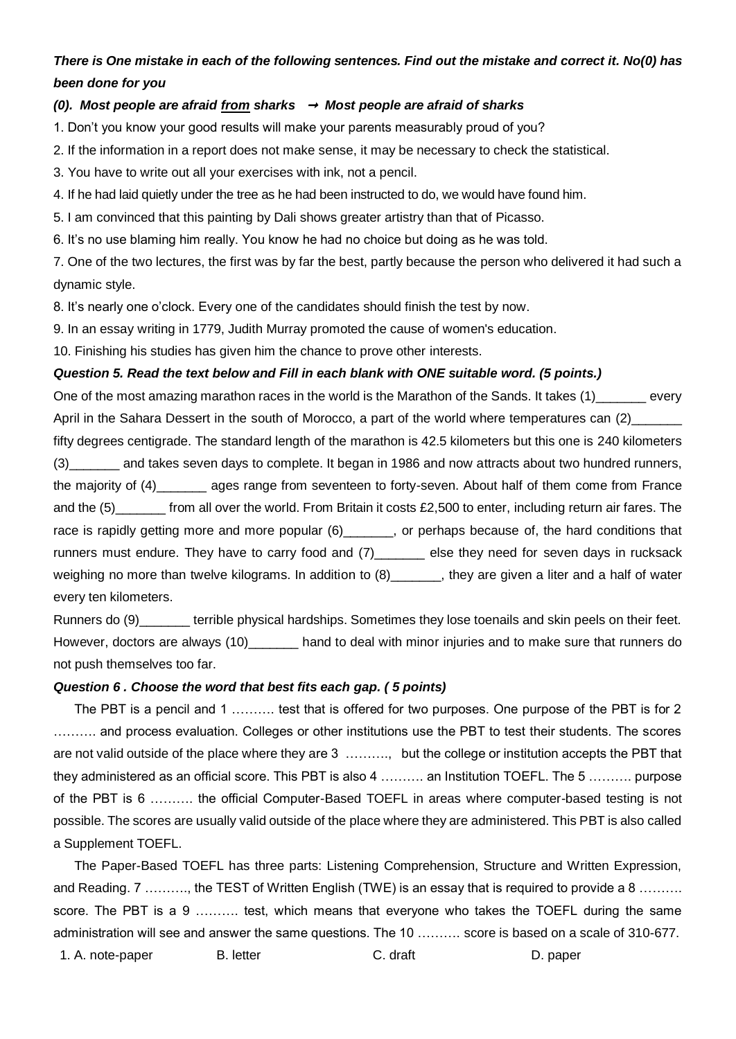***There is One mistake in each of the following sentences. Find out the mistake and correct it. No(0) has been done for you***

***(0). Most people are afraid <u>from</u> sharks → Most people are afraid of sharks***

1. Don't you know your good results will make your parents measurably proud of you?
2. If the information in a report does not make sense, it may be necessary to check the statistical.
3. You have to write out all your exercises with ink, not a pencil.
4. If he had laid quietly under the tree as he had been instructed to do, we would have found him.
5. I am convinced that this painting by Dali shows greater artistry than that of Picasso.
6. It's no use blaming him really. You know he had no choice but doing as he was told.
7. One of the two lectures, the first was by far the best, partly because the person who delivered it had such a dynamic style.
8. It's nearly one o'clock. Every one of the candidates should finish the test by now.
9. In an essay writing in 1779, Judith Murray promoted the cause of women's education.
10. Finishing his studies has given him the chance to prove other interests.

***Question 5. Read the text below and Fill in each blank with ONE suitable word. (5 points.)***

One of the most amazing marathon races in the world is the Marathon of the Sands. It takes (1)_______ every April in the Sahara Dessert in the south of Morocco, a part of the world where temperatures can (2)_______ fifty degrees centigrade. The standard length of the marathon is 42.5 kilometers but this one is 240 kilometers (3)_______ and takes seven days to complete. It began in 1986 and now attracts about two hundred runners, the majority of (4)_______ ages range from seventeen to forty-seven. About half of them come from France and the (5)_______ from all over the world. From Britain it costs £2,500 to enter, including return air fares. The race is rapidly getting more and more popular (6)_______, or perhaps because of, the hard conditions that runners must endure. They have to carry food and (7)_______ else they need for seven days in rucksack weighing no more than twelve kilograms. In addition to (8)_______, they are given a liter and a half of water every ten kilometers.

Runners do (9)_______ terrible physical hardships. Sometimes they lose toenails and skin peels on their feet. However, doctors are always (10)_______ hand to deal with minor injuries and to make sure that runners do not push themselves too far.

***Question 6 . Choose the word that best fits each gap. ( 5 points)***

The PBT is a pencil and 1 ………. test that is offered for two purposes. One purpose of the PBT is for 2 ………. and process evaluation. Colleges or other institutions use the PBT to test their students. The scores are not valid outside of the place where they are 3 ……….,  but the college or institution accepts the PBT that they administered as an official score. This PBT is also 4 ………. an Institution TOEFL. The 5 ………. purpose of the PBT is 6 ………. the official Computer-Based TOEFL in areas where computer-based testing is not possible. The scores are usually valid outside of the place where they are administered. This PBT is also called a Supplement TOEFL.

The Paper-Based TOEFL has three parts: Listening Comprehension, Structure and Written Expression, and Reading. 7 ………., the TEST of Written English (TWE) is an essay that is required to provide a 8 ………. score. The PBT is a 9 ………. test, which means that everyone who takes the TOEFL during the same administration will see and answer the same questions. The 10 ………. score is based on a scale of 310-677.

1. A. note-paper B. letter C. draft D. paper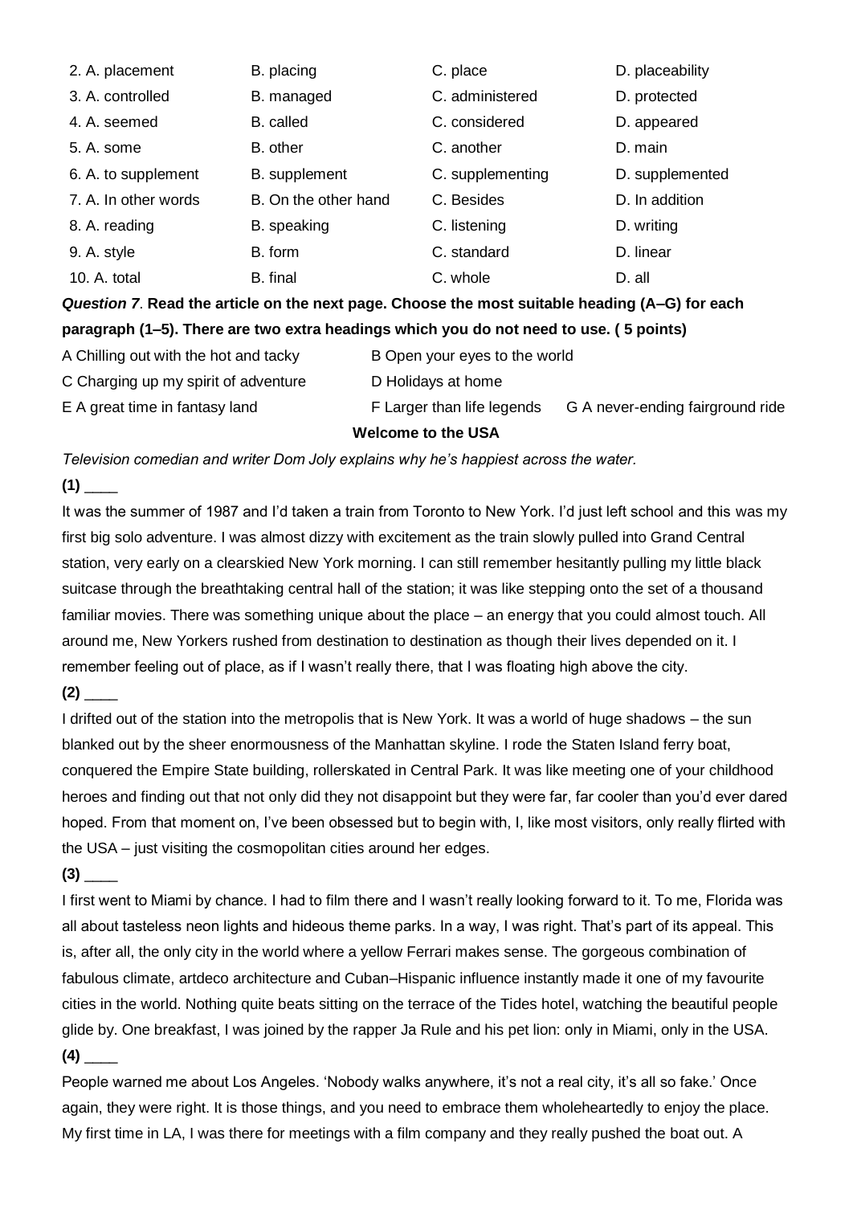| | | | |
|---|---|---|---|
| 2. A. placement | B. placing | C. place | D. placeability |
| 3. A. controlled | B. managed | C. administered | D. protected |
| 4. A. seemed | B. called | C. considered | D. appeared |
| 5. A. some | B. other | C. another | D. main |
| 6. A. to supplement | B. supplement | C. supplementing | D. supplemented |
| 7. A. In other words | B. On the other hand | C. Besides | D. In addition |
| 8. A. reading | B. speaking | C. listening | D. writing |
| 9. A. style | B. form | C. standard | D. linear |
| 10. A. total | B. final | C. whole | D. all |

***Question 7*. Read the article on the next page. Choose the most suitable heading (A–G) for each paragraph (1–5). There are two extra headings which you do not need to use. ( 5 points)**

A Chilling out with the hot and tacky
B Open your eyes to the world
C Charging up my spirit of adventure
D Holidays at home
E A great time in fantasy land
F Larger than life legends
G A never-ending fairground ride

**Welcome to the USA**

*Television comedian and writer Dom Joly explains why he's happiest across the water.*

**(1)** ____

It was the summer of 1987 and I'd taken a train from Toronto to New York. I'd just left school and this was my first big solo adventure. I was almost dizzy with excitement as the train slowly pulled into Grand Central station, very early on a clearskied New York morning. I can still remember hesitantly pulling my little black suitcase through the breathtaking central hall of the station; it was like stepping onto the set of a thousand familiar movies. There was something unique about the place – an energy that you could almost touch. All around me, New Yorkers rushed from destination to destination as though their lives depended on it. I remember feeling out of place, as if I wasn't really there, that I was floating high above the city.

**(2)** ____

I drifted out of the station into the metropolis that is New York. It was a world of huge shadows – the sun blanked out by the sheer enormousness of the Manhattan skyline. I rode the Staten Island ferry boat, conquered the Empire State building, rollerskated in Central Park. It was like meeting one of your childhood heroes and finding out that not only did they not disappoint but they were far, far cooler than you'd ever dared hoped. From that moment on, I've been obsessed but to begin with, I, like most visitors, only really flirted with the USA – just visiting the cosmopolitan cities around her edges.

**(3)** ____

I first went to Miami by chance. I had to film there and I wasn't really looking forward to it. To me, Florida was all about tasteless neon lights and hideous theme parks. In a way, I was right. That's part of its appeal. This is, after all, the only city in the world where a yellow Ferrari makes sense. The gorgeous combination of fabulous climate, artdeco architecture and Cuban–Hispanic influence instantly made it one of my favourite cities in the world. Nothing quite beats sitting on the terrace of the Tides hotel, watching the beautiful people glide by. One breakfast, I was joined by the rapper Ja Rule and his pet lion: only in Miami, only in the USA.

**(4)** ____

People warned me about Los Angeles. 'Nobody walks anywhere, it's not a real city, it's all so fake.' Once again, they were right. It is those things, and you need to embrace them wholeheartedly to enjoy the place. My first time in LA, I was there for meetings with a film company and they really pushed the boat out. A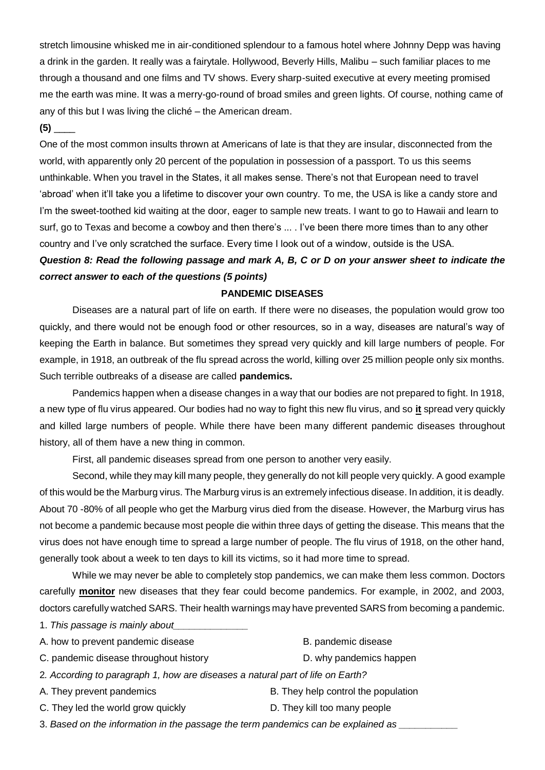stretch limousine whisked me in air-conditioned splendour to a famous hotel where Johnny Depp was having a drink in the garden. It really was a fairytale. Hollywood, Beverly Hills, Malibu – such familiar places to me through a thousand and one films and TV shows. Every sharp-suited executive at every meeting promised me the earth was mine. It was a merry-go-round of broad smiles and green lights. Of course, nothing came of any of this but I was living the cliché – the American dream.

**(5)** ____

One of the most common insults thrown at Americans of late is that they are insular, disconnected from the world, with apparently only 20 percent of the population in possession of a passport. To us this seems unthinkable. When you travel in the States, it all makes sense. There's not that European need to travel 'abroad' when it'll take you a lifetime to discover your own country. To me, the USA is like a candy store and I'm the sweet-toothed kid waiting at the door, eager to sample new treats. I want to go to Hawaii and learn to surf, go to Texas and become a cowboy and then there's ... . I've been there more times than to any other country and I've only scratched the surface. Every time I look out of a window, outside is the USA.

***Question 8: Read the following passage and mark A, B, C or D on your answer sheet to indicate the correct answer to each of the questions (5 points)***

**PANDEMIC DISEASES**

Diseases are a natural part of life on earth. If there were no diseases, the population would grow too quickly, and there would not be enough food or other resources, so in a way, diseases are natural's way of keeping the Earth in balance. But sometimes they spread very quickly and kill large numbers of people. For example, in 1918, an outbreak of the flu spread across the world, killing over 25 million people only six months. Such terrible outbreaks of a disease are called **pandemics.**

Pandemics happen when a disease changes in a way that our bodies are not prepared to fight. In 1918, a new type of flu virus appeared. Our bodies had no way to fight this new flu virus, and so **it** spread very quickly and killed large numbers of people. While there have been many different pandemic diseases throughout history, all of them have a new thing in common.

First, all pandemic diseases spread from one person to another very easily.

Second, while they may kill many people, they generally do not kill people very quickly. A good example of this would be the Marburg virus. The Marburg virus is an extremely infectious disease. In addition, it is deadly. About 70 -80% of all people who get the Marburg virus died from the disease. However, the Marburg virus has not become a pandemic because most people die within three days of getting the disease. This means that the virus does not have enough time to spread a large number of people. The flu virus of 1918, on the other hand, generally took about a week to ten days to kill its victims, so it had more time to spread.

While we may never be able to completely stop pandemics, we can make them less common. Doctors carefully **monitor** new diseases that they fear could become pandemics. For example, in 2002, and 2003, doctors carefully watched SARS. Their health warnings may have prevented SARS from becoming a pandemic.

1. *This passage is mainly about_____________*

A. how to prevent pandemic disease

B. pandemic disease

C. pandemic disease throughout history

D. why pandemics happen

2. *According to paragraph 1, how are diseases a natural part of life on Earth?*

A. They prevent pandemics

B. They help control the population

C. They led the world grow quickly

D. They kill too many people

3. *Based on the information in the passage the term pandemics can be explained as ___________*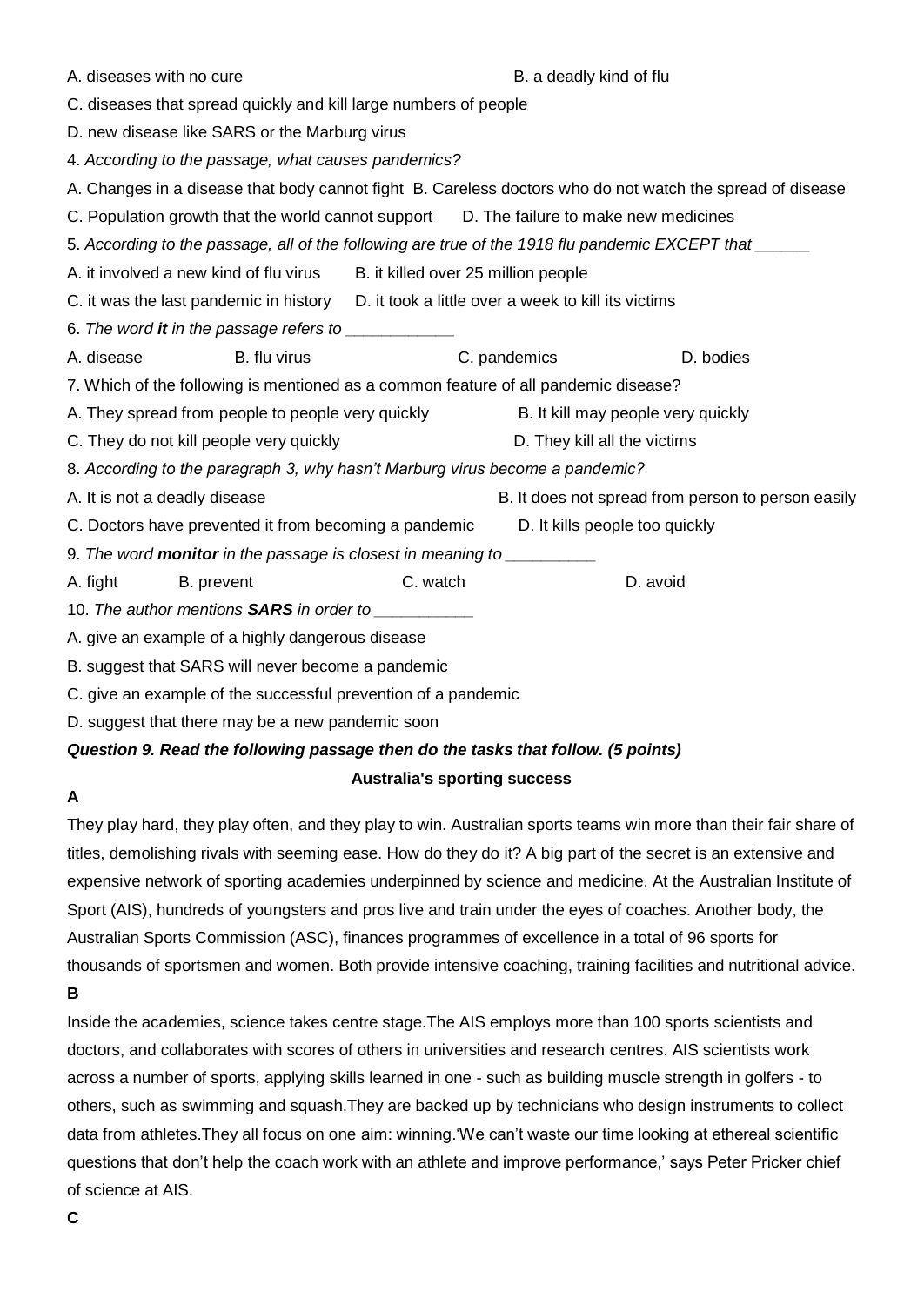A. diseases with no cure

B. a deadly kind of flu

C. diseases that spread quickly and kill large numbers of people

D. new disease like SARS or the Marburg virus

4. *According to the passage, what causes pandemics?*

A. Changes in a disease that body cannot fight B. Careless doctors who do not watch the spread of disease

C. Population growth that the world cannot support D. The failure to make new medicines

5. *According to the passage, all of the following are true of the 1918 flu pandemic EXCEPT that ______*

A. it involved a new kind of flu virus B. it killed over 25 million people

C. it was the last pandemic in history D. it took a little over a week to kill its victims

6. *The word **it** in the passage refers to ____________*

A. disease B. flu virus C. pandemics D. bodies

7. Which of the following is mentioned as a common feature of all pandemic disease?

A. They spread from people to people very quickly B. It kill may people very quickly

C. They do not kill people very quickly D. They kill all the victims

8. *According to the paragraph 3, why hasn't Marburg virus become a pandemic?*

A. It is not a deadly disease B. It does not spread from person to person easily

C. Doctors have prevented it from becoming a pandemic D. It kills people too quickly

9. *The word **monitor** in the passage is closest in meaning to __________*

A. fight B. prevent C. watch D. avoid

10. *The author mentions **SARS** in order to ___________*

A. give an example of a highly dangerous disease

B. suggest that SARS will never become a pandemic

C. give an example of the successful prevention of a pandemic

D. suggest that there may be a new pandemic soon

***Question 9. Read the following passage then do the tasks that follow. (5 points)***

**Australia's sporting success**

**A**

They play hard, they play often, and they play to win. Australian sports teams win more than their fair share of titles, demolishing rivals with seeming ease. How do they do it? A big part of the secret is an extensive and expensive network of sporting academies underpinned by science and medicine. At the Australian Institute of Sport (AIS), hundreds of youngsters and pros live and train under the eyes of coaches. Another body, the Australian Sports Commission (ASC), finances programmes of excellence in a total of 96 sports for thousands of sportsmen and women. Both provide intensive coaching, training facilities and nutritional advice.

**B**

Inside the academies, science takes centre stage.The AIS employs more than 100 sports scientists and doctors, and collaborates with scores of others in universities and research centres. AIS scientists work across a number of sports, applying skills learned in one - such as building muscle strength in golfers - to others, such as swimming and squash.They are backed up by technicians who design instruments to collect data from athletes.They all focus on one aim: winning.'We can't waste our time looking at ethereal scientific questions that don't help the coach work with an athlete and improve performance,' says Peter Pricker chief of science at AIS.

**C**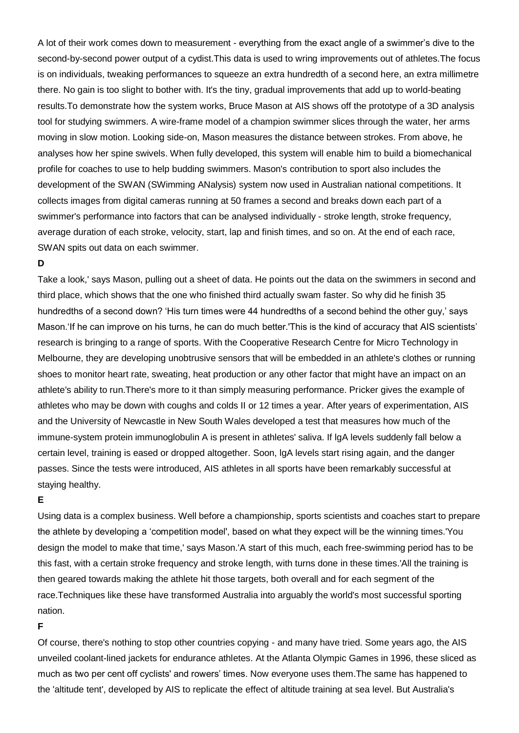A lot of their work comes down to measurement - everything from the exact angle of a swimmer's dive to the second-by-second power output of a cydist.This data is used to wring improvements out of athletes.The focus is on individuals, tweaking performances to squeeze an extra hundredth of a second here, an extra millimetre there. No gain is too slight to bother with. It's the tiny, gradual improvements that add up to world-beating results.To demonstrate how the system works, Bruce Mason at AIS shows off the prototype of a 3D analysis tool for studying swimmers. A wire-frame model of a champion swimmer slices through the water, her arms moving in slow motion. Looking side-on, Mason measures the distance between strokes. From above, he analyses how her spine swivels. When fully developed, this system will enable him to build a biomechanical profile for coaches to use to help budding swimmers. Mason's contribution to sport also includes the development of the SWAN (SWimming ANalysis) system now used in Australian national competitions. It collects images from digital cameras running at 50 frames a second and breaks down each part of a swimmer's performance into factors that can be analysed individually - stroke length, stroke frequency, average duration of each stroke, velocity, start, lap and finish times, and so on. At the end of each race, SWAN spits out data on each swimmer.

**D**

Take a look,' says Mason, pulling out a sheet of data. He points out the data on the swimmers in second and third place, which shows that the one who finished third actually swam faster. So why did he finish 35 hundredths of a second down? 'His turn times were 44 hundredths of a second behind the other guy,' says Mason.'If he can improve on his turns, he can do much better.'This is the kind of accuracy that AIS scientists' research is bringing to a range of sports. With the Cooperative Research Centre for Micro Technology in Melbourne, they are developing unobtrusive sensors that will be embedded in an athlete's clothes or running shoes to monitor heart rate, sweating, heat production or any other factor that might have an impact on an athlete's ability to run.There's more to it than simply measuring performance. Pricker gives the example of athletes who may be down with coughs and colds II or 12 times a year. After years of experimentation, AIS and the University of Newcastle in New South Wales developed a test that measures how much of the immune-system protein immunoglobulin A is present in athletes' saliva. If lgA levels suddenly fall below a certain level, training is eased or dropped altogether. Soon, lgA levels start rising again, and the danger passes. Since the tests were introduced, AIS athletes in all sports have been remarkably successful at staying healthy.

**E**

Using data is a complex business. Well before a championship, sports scientists and coaches start to prepare the athlete by developing a 'competition model', based on what they expect will be the winning times.'You design the model to make that time,' says Mason.'A start of this much, each free-swimming period has to be this fast, with a certain stroke frequency and stroke length, with turns done in these times.'All the training is then geared towards making the athlete hit those targets, both overall and for each segment of the race.Techniques like these have transformed Australia into arguably the world's most successful sporting nation.

**F**

Of course, there's nothing to stop other countries copying - and many have tried. Some years ago, the AIS unveiled coolant-lined jackets for endurance athletes. At the Atlanta Olympic Games in 1996, these sliced as much as two per cent off cyclists' and rowers' times. Now everyone uses them.The same has happened to the 'altitude tent', developed by AIS to replicate the effect of altitude training at sea level. But Australia's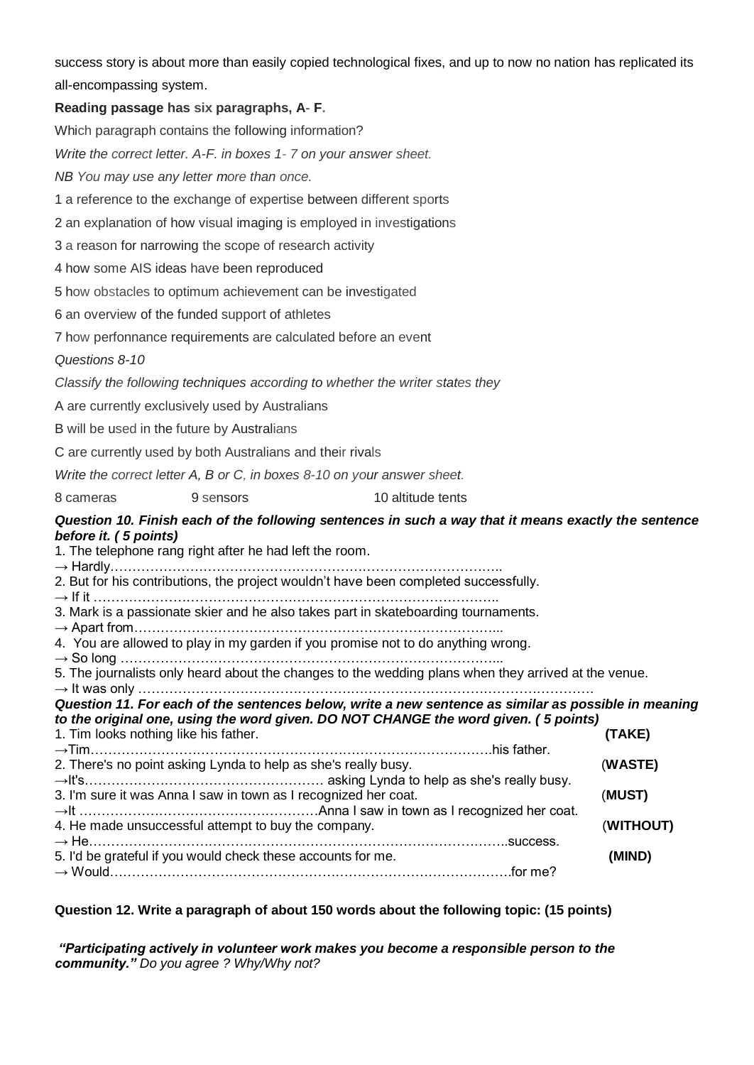success story is about more than easily copied technological fixes, and up to now no nation has replicated its all-encompassing system.

**Reading passage has six paragraphs, A- F.**

Which paragraph contains the following information?

*Write the correct letter. A-F. in boxes 1- 7 on your answer sheet.*

*NB You may use any letter more than once.*

1 a reference to the exchange of expertise between different sports

2 an explanation of how visual imaging is employed in investigations

3 a reason for narrowing the scope of research activity

4 how some AIS ideas have been reproduced

5 how obstacles to optimum achievement can be investigated

6 an overview of the funded support of athletes

7 how perfonnance requirements are calculated before an event

*Questions 8-10*

*Classify the following techniques according to whether the writer states they*

A are currently exclusively used by Australians

B will be used in the future by Australians

C are currently used by both Australians and their rivals

*Write the correct letter A, B or C, in boxes 8-10 on your answer sheet.*

8 cameras 9 sensors 10 altitude tents

***Question 10. Finish each of the following sentences in such a way that it means exactly the sentence before it. ( 5 points)***

1. The telephone rang right after he had left the room.

→ Hardly……………………………………………………………………………..

2. But for his contributions, the project wouldn't have been completed successfully.

→ If it ……………………………………………………………………………..

3. Mark is a passionate skier and he also takes part in skateboarding tournaments.

→ Apart from………………………………………………………………………...

4. You are allowed to play in my garden if you promise not to do anything wrong.

→ So long ……………………………………………………………………………...

5. The journalists only heard about the changes to the wedding plans when they arrived at the venue.

→ It was only ……………………………………………………………………………………….

***Question 11. For each of the sentences below, write a new sentence as similar as possible in meaning to the original one, using the word given. DO NOT CHANGE the word given. ( 5 points)***

1. Tim looks nothing like his father. **(TAKE)**

→Tim………………………………………………………………………………his father.

2. There's no point asking Lynda to help as she's really busy. (**WASTE)**

→It's……………………………………………… asking Lynda to help as she's really busy.

3. I'm sure it was Anna I saw in town as I recognized her coat. (**MUST)**

→It ……………………………………………Anna I saw in town as I recognized her coat.

4. He made unsuccessful attempt to buy the company. (**WITHOUT)**

→ He…………………………………………………………………………………..success.

5. I'd be grateful if you would check these accounts for me. **(MIND)**

→ Would……………………………………………………………………………….for me?

**Question 12. Write a paragraph of about 150 words about the following topic: (15 points)**

***"Participating actively in volunteer work makes you become a responsible person to the community."*** *Do you agree ? Why/Why not?*